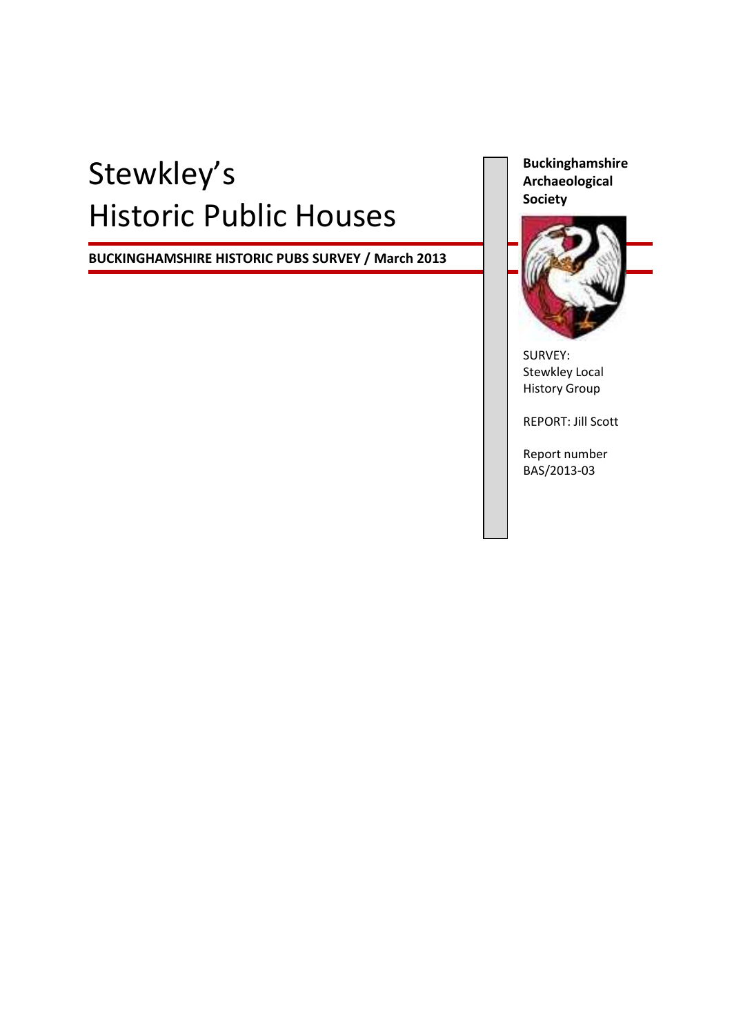# Stewkley's Historic Public Houses

**BUCKINGHAMSHIRE HISTORIC PUBS SURVEY / March 2013**

**Buckinghamshire Archaeological Society**

SURVEY: Stewkley Local History Group

REPORT: Jill Scott

Report number BAS/2013-03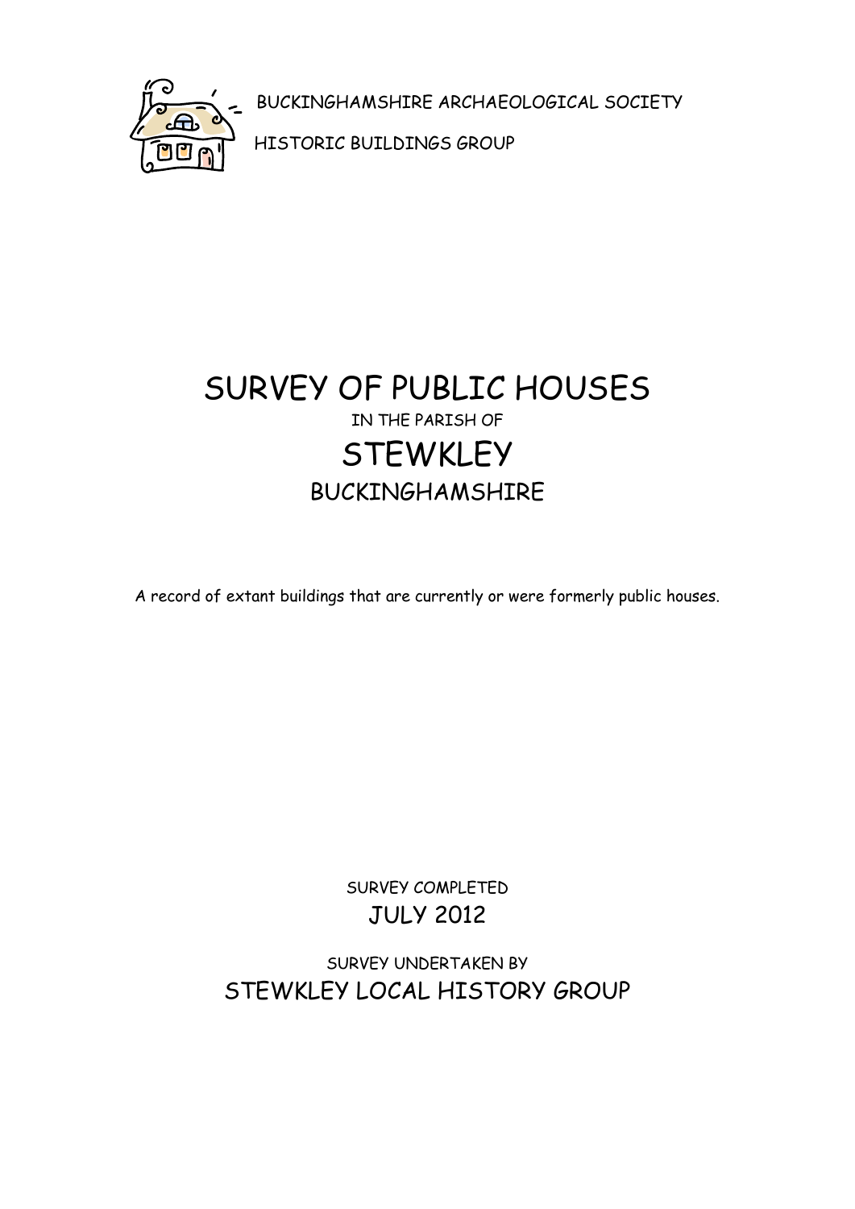BUCKINGHAMSHIRE ARCHAEOLOGICAL SOCIETY

HISTORIC BUILDINGS GROUP

# SURVEY OF PUBLIC HOUSES

IN THE PARISH OF

# STEWKLEY

## BUCKINGHAMSHIRE

A record of extant buildings that are currently or were formerly public houses.

SURVEY COMPLETED

JULY 2012

SURVEY UNDERTAKEN BY

STEWKLEY LOCAL HISTORY GROUP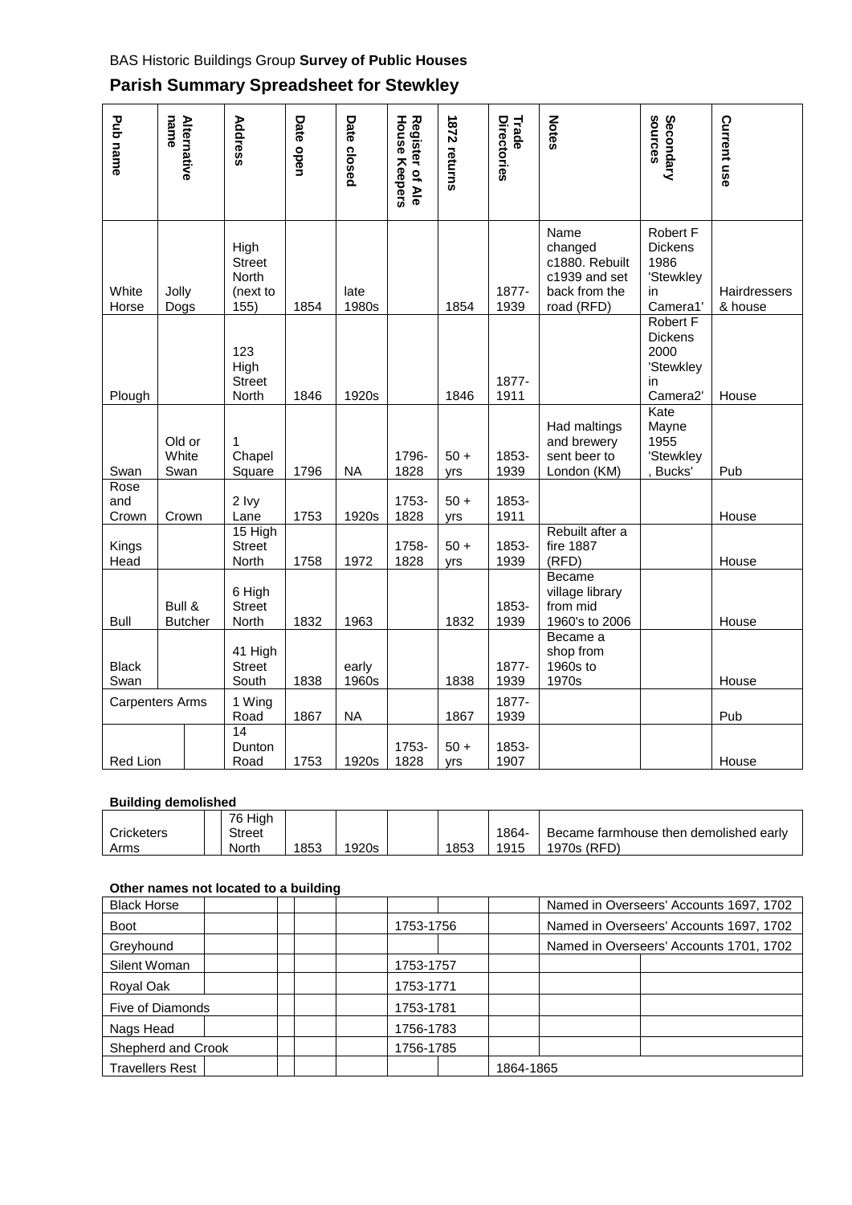BAS Historic Buildings Group **Survey of Public Houses**

## Parish Summary Spreadsheet for Stewkley

| Pub name | Alternative name | Address | Date open | Date closed | Register of Ale House Keepers | 1872 returns | Trade Directories | Notes | Secondary sources | Current use |
|---|---|---|---|---|---|---|---|---|---|---|
| White Horse | Jolly Dogs | High Street North (next to 155) | 1854 | late 1980s | | 1854 | 1877-1939 | Name changed c1880. Rebuilt c1939 and set back from the road (RFD) | Robert F Dickens 1986 'Stewkley in Camera1' | Hairdressers & house |
| Plough | | 123 High Street North | 1846 | 1920s | | 1846 | 1877-1911 | | Robert F Dickens 2000 'Stewkley in Camera2' | House |
| Swan | Old or White Swan | 1 Chapel Square | 1796 | NA | 1796-1828 | 50 + yrs | 1853-1939 | Had maltings and brewery sent beer to London (KM) | Kate Mayne 1955 'Stewkley, Bucks' | Pub |
| Rose and Crown | Crown | 2 Ivy Lane | 1753 | 1920s | 1753-1828 | 50 + yrs | 1853-1911 | | | House |
| Kings Head | | 15 High Street North | 1758 | 1972 | 1758-1828 | 50 + yrs | 1853-1939 | Rebuilt after a fire 1887 (RFD) | | House |
| Bull | Bull & Butcher | 6 High Street North | 1832 | 1963 | | 1832 | 1853-1939 | Became village library from mid 1960's to 2006 | | House |
| Black Swan | | 41 High Street South | 1838 | early 1960s | | 1838 | 1877-1939 | Became a shop from 1960s to 1970s | | House |
| Carpenters Arms | | 1 Wing Road | 1867 | NA | | 1867 | 1877-1939 | | | Pub |
| Red Lion | | 14 Dunton Road | 1753 | 1920s | 1753-1828 | 50 + yrs | 1853-1907 | | | House |

**Building demolished**

| | | | | | | | | |
|---|---|---|---|---|---|---|---|---|
| Cricketers Arms | | 76 High Street North | 1853 | 1920s | | 1853 | 1864-1915 | Became farmhouse then demolished early 1970s (RFD) |

**Other names not located to a building**

| | | | |
|---|---|---|---|
| Black Horse | | | Named in Overseers' Accounts 1697, 1702 |
| Boot | 1753-1756 | | Named in Overseers' Accounts 1697, 1702 |
| Greyhound | | | Named in Overseers' Accounts 1701, 1702 |
| Silent Woman | 1753-1757 | | |
| Royal Oak | 1753-1771 | | |
| Five of Diamonds | 1753-1781 | | |
| Nags Head | 1756-1783 | | |
| Shepherd and Crook | 1756-1785 | | |
| Travellers Rest | | 1864-1865 | |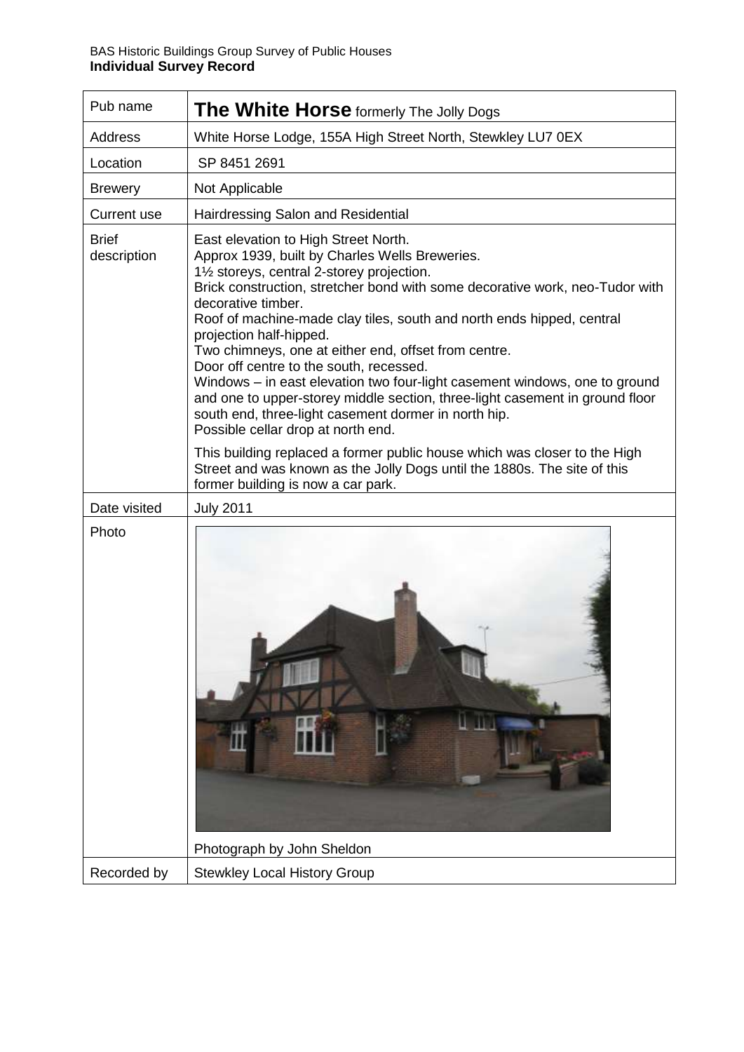BAS Historic Buildings Group Survey of Public Houses
**Individual Survey Record**

| Pub name | **The White Horse** formerly The Jolly Dogs |
|---|---|
| Address | White Horse Lodge, 155A High Street North, Stewkley LU7 0EX |
| Location | SP 8451 2691 |
| Brewery | Not Applicable |
| Current use | Hairdressing Salon and Residential |
| Brief description | East elevation to High Street North.<br>Approx 1939, built by Charles Wells Breweries.<br>1½ storeys, central 2-storey projection.<br>Brick construction, stretcher bond with some decorative work, neo-Tudor with decorative timber.<br>Roof of machine-made clay tiles, south and north ends hipped, central projection half-hipped.<br>Two chimneys, one at either end, offset from centre.<br>Door off centre to the south, recessed.<br>Windows – in east elevation two four-light casement windows, one to ground and one to upper-storey middle section, three-light casement in ground floor south end, three-light casement dormer in north hip.<br>Possible cellar drop at north end.<br><br>This building replaced a former public house which was closer to the High Street and was known as the Jolly Dogs until the 1880s. The site of this former building is now a car park. |
| Date visited | July 2011 |
| Photo | Photograph by John Sheldon |
| Recorded by | Stewkley Local History Group |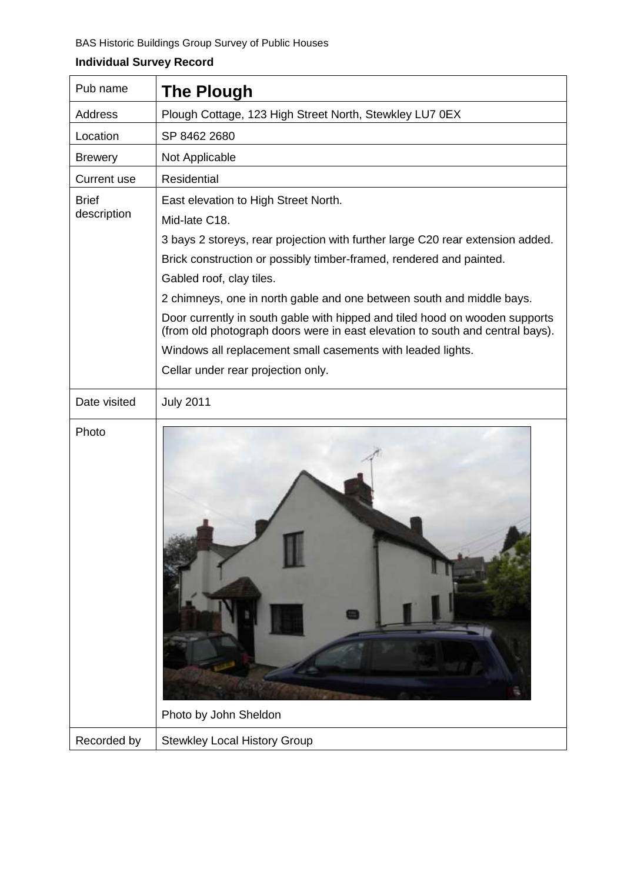BAS Historic Buildings Group Survey of Public Houses

**Individual Survey Record**

| Pub name | **The Plough** |
|---|---|
| Address | Plough Cottage, 123 High Street North, Stewkley LU7 0EX |
| Location | SP 8462 2680 |
| Brewery | Not Applicable |
| Current use | Residential |
| Brief description | East elevation to High Street North.<br>Mid-late C18.<br>3 bays 2 storeys, rear projection with further large C20 rear extension added.<br>Brick construction or possibly timber-framed, rendered and painted.<br>Gabled roof, clay tiles.<br>2 chimneys, one in north gable and one between south and middle bays.<br>Door currently in south gable with hipped and tiled hood on wooden supports (from old photograph doors were in east elevation to south and central bays).<br>Windows all replacement small casements with leaded lights.<br>Cellar under rear projection only. |
| Date visited | July 2011 |
| Photo | Photo by John Sheldon |
| Recorded by | Stewkley Local History Group |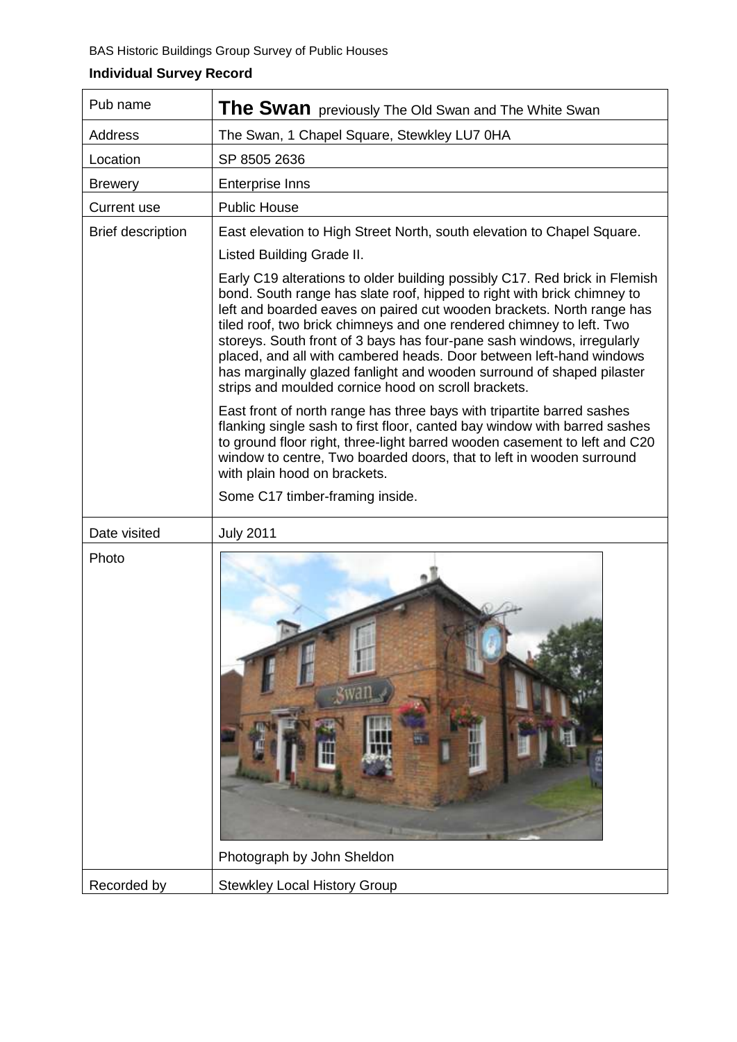BAS Historic Buildings Group Survey of Public Houses

**Individual Survey Record**

| Pub name | **The Swan** previously The Old Swan and The White Swan |
|---|---|
| Address | The Swan, 1 Chapel Square, Stewkley LU7 0HA |
| Location | SP 8505 2636 |
| Brewery | Enterprise Inns |
| Current use | Public House |
| Brief description | East elevation to High Street North, south elevation to Chapel Square. Listed Building Grade II. Early C19 alterations to older building possibly C17. Red brick in Flemish bond. South range has slate roof, hipped to right with brick chimney to left and boarded eaves on paired cut wooden brackets. North range has tiled roof, two brick chimneys and one rendered chimney to left. Two storeys. South front of 3 bays has four-pane sash windows, irregularly placed, and all with cambered heads. Door between left-hand windows has marginally glazed fanlight and wooden surround of shaped pilaster strips and moulded cornice hood on scroll brackets. East front of north range has three bays with tripartite barred sashes flanking single sash to first floor, canted bay window with barred sashes to ground floor right, three-light barred wooden casement to left and C20 window to centre, Two boarded doors, that to left in wooden surround with plain hood on brackets. Some C17 timber-framing inside. |
| Date visited | July 2011 |
| Photo | Photograph by John Sheldon |
| Recorded by | Stewkley Local History Group |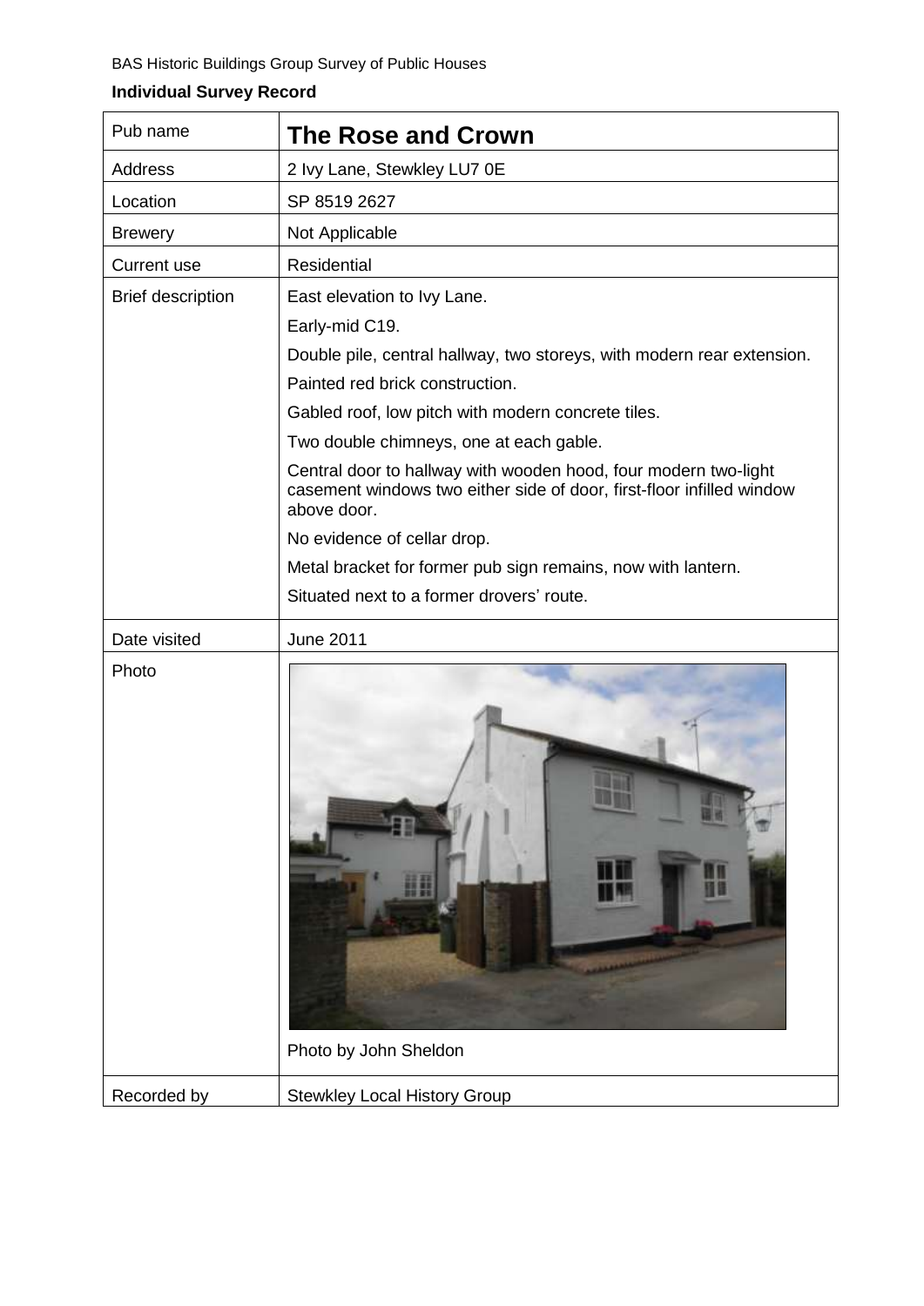BAS Historic Buildings Group Survey of Public Houses

**Individual Survey Record**

| Pub name | **The Rose and Crown** |
|---|---|
| Address | 2 Ivy Lane, Stewkley LU7 0E |
| Location | SP 8519 2627 |
| Brewery | Not Applicable |
| Current use | Residential |
| Brief description | East elevation to Ivy Lane.<br>Early-mid C19.<br>Double pile, central hallway, two storeys, with modern rear extension.<br>Painted red brick construction.<br>Gabled roof, low pitch with modern concrete tiles.<br>Two double chimneys, one at each gable.<br>Central door to hallway with wooden hood, four modern two-light casement windows two either side of door, first-floor infilled window above door.<br>No evidence of cellar drop.<br>Metal bracket for former pub sign remains, now with lantern.<br>Situated next to a former drovers' route. |
| Date visited | June 2011 |
| Photo | Photo by John Sheldon |
| Recorded by | Stewkley Local History Group |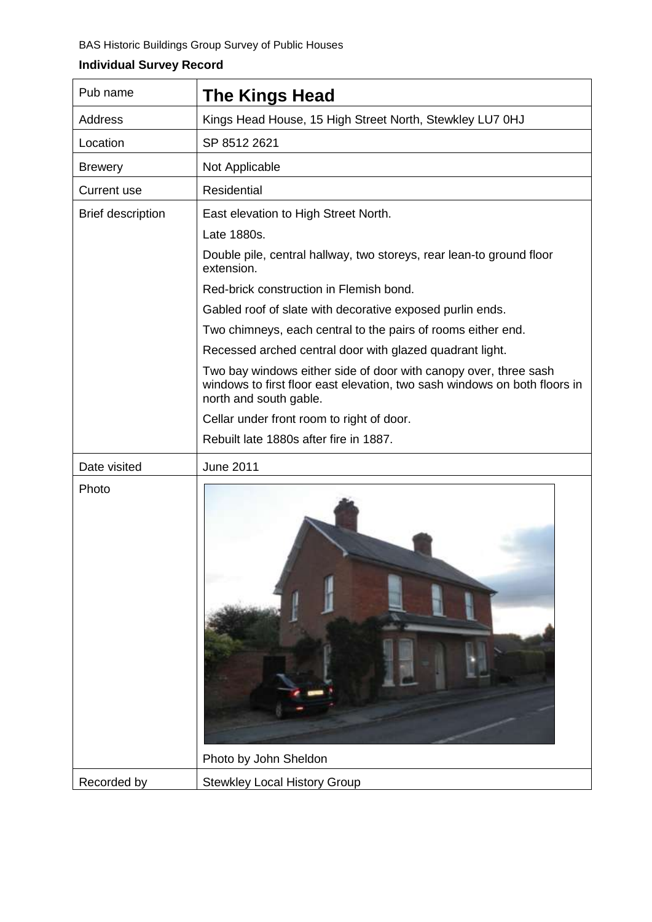BAS Historic Buildings Group Survey of Public Houses

**Individual Survey Record**

| Pub name | **The Kings Head** |
|---|---|
| Address | Kings Head House, 15 High Street North, Stewkley LU7 0HJ |
| Location | SP 8512 2621 |
| Brewery | Not Applicable |
| Current use | Residential |
| Brief description | East elevation to High Street North.<br>Late 1880s.<br>Double pile, central hallway, two storeys, rear lean-to ground floor extension.<br>Red-brick construction in Flemish bond.<br>Gabled roof of slate with decorative exposed purlin ends.<br>Two chimneys, each central to the pairs of rooms either end.<br>Recessed arched central door with glazed quadrant light.<br>Two bay windows either side of door with canopy over, three sash windows to first floor east elevation, two sash windows on both floors in north and south gable.<br>Cellar under front room to right of door.<br>Rebuilt late 1880s after fire in 1887. |
| Date visited | June 2011 |
| Photo | Photo by John Sheldon |
| Recorded by | Stewkley Local History Group |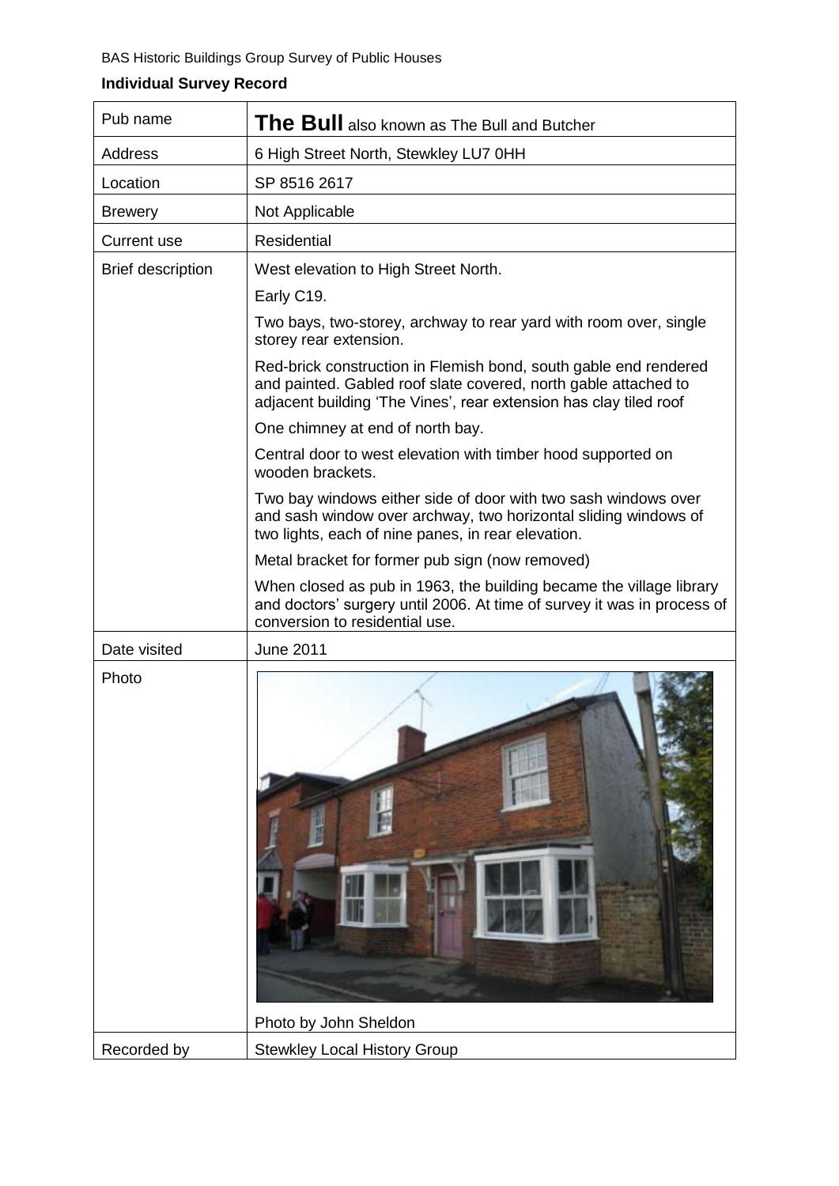BAS Historic Buildings Group Survey of Public Houses

**Individual Survey Record**

| Pub name | **The Bull** also known as The Bull and Butcher |
|---|---|
| Address | 6 High Street North, Stewkley LU7 0HH |
| Location | SP 8516 2617 |
| Brewery | Not Applicable |
| Current use | Residential |
| Brief description | West elevation to High Street North.<br><br>Early C19.<br><br>Two bays, two-storey, archway to rear yard with room over, single storey rear extension.<br><br>Red-brick construction in Flemish bond, south gable end rendered and painted. Gabled roof slate covered, north gable attached to adjacent building 'The Vines', rear extension has clay tiled roof<br><br>One chimney at end of north bay.<br><br>Central door to west elevation with timber hood supported on wooden brackets.<br><br>Two bay windows either side of door with two sash windows over and sash window over archway, two horizontal sliding windows of two lights, each of nine panes, in rear elevation.<br><br>Metal bracket for former pub sign (now removed)<br><br>When closed as pub in 1963, the building became the village library and doctors' surgery until 2006. At time of survey it was in process of conversion to residential use. |
| Date visited | June 2011 |
| Photo | Photo by John Sheldon |
| Recorded by | Stewkley Local History Group |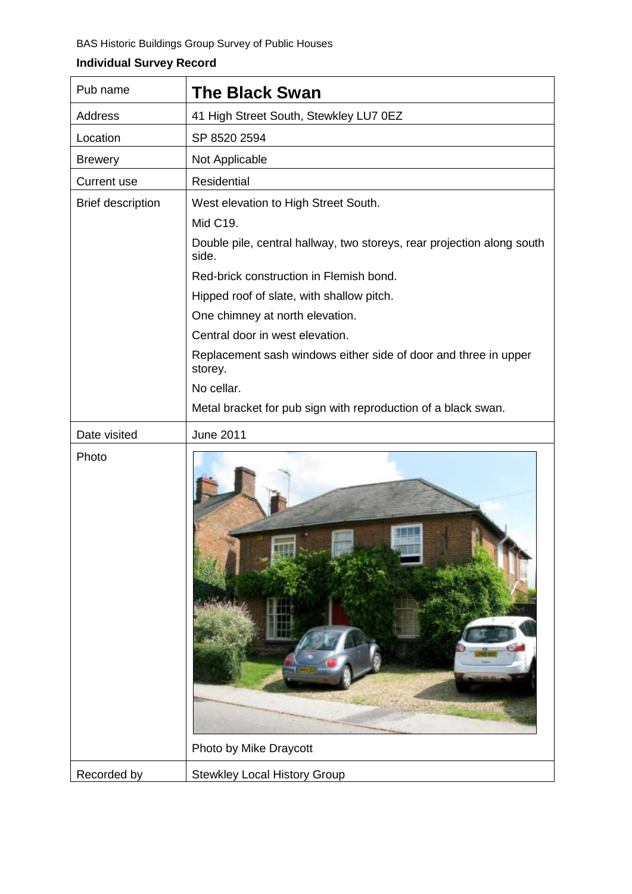BAS Historic Buildings Group Survey of Public Houses

**Individual Survey Record**

| Pub name | **The Black Swan** |
|---|---|
| Address | 41 High Street South, Stewkley LU7 0EZ |
| Location | SP 8520 2594 |
| Brewery | Not Applicable |
| Current use | Residential |
| Brief description | West elevation to High Street South.<br>Mid C19.<br>Double pile, central hallway, two storeys, rear projection along south side.<br>Red-brick construction in Flemish bond.<br>Hipped roof of slate, with shallow pitch.<br>One chimney at north elevation.<br>Central door in west elevation.<br>Replacement sash windows either side of door and three in upper storey.<br>No cellar.<br>Metal bracket for pub sign with reproduction of a black swan. |
| Date visited | June 2011 |
| Photo | Photo by Mike Draycott |
| Recorded by | Stewkley Local History Group |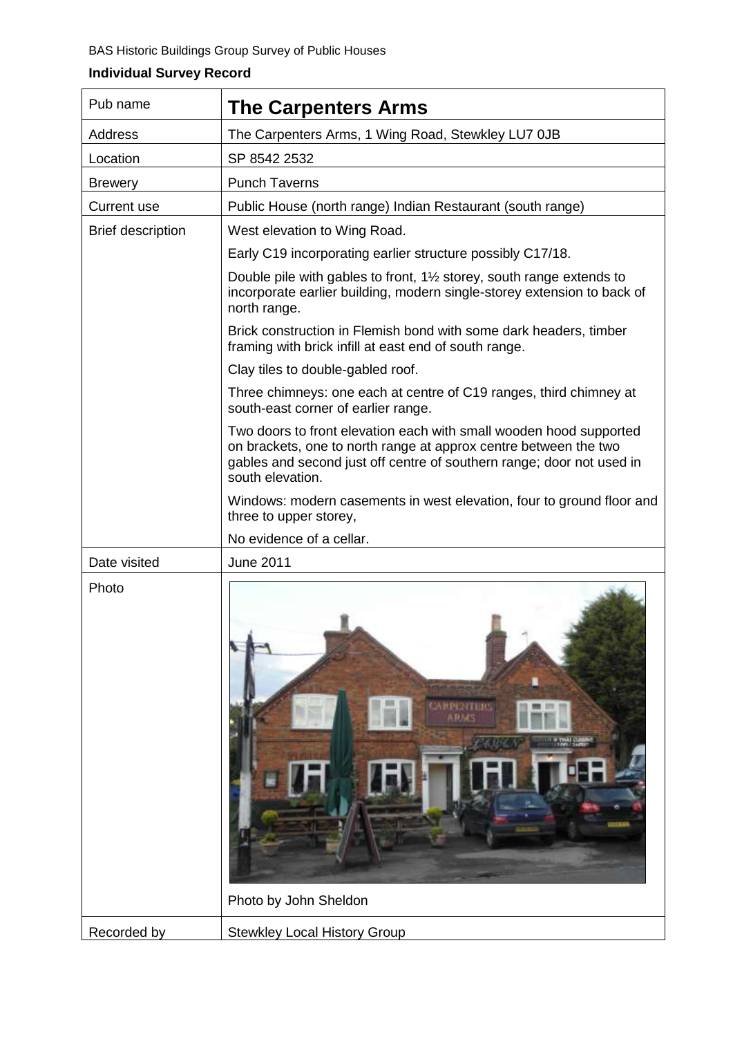BAS Historic Buildings Group Survey of Public Houses

**Individual Survey Record**

| Pub name | **The Carpenters Arms** |
|---|---|
| Address | The Carpenters Arms, 1 Wing Road, Stewkley LU7 0JB |
| Location | SP 8542 2532 |
| Brewery | Punch Taverns |
| Current use | Public House (north range) Indian Restaurant (south range) |
| Brief description | West elevation to Wing Road.<br>Early C19 incorporating earlier structure possibly C17/18.<br>Double pile with gables to front, 1½ storey, south range extends to incorporate earlier building, modern single-storey extension to back of north range.<br>Brick construction in Flemish bond with some dark headers, timber framing with brick infill at east end of south range.<br>Clay tiles to double-gabled roof.<br>Three chimneys: one each at centre of C19 ranges, third chimney at south-east corner of earlier range.<br>Two doors to front elevation each with small wooden hood supported on brackets, one to north range at approx centre between the two gables and second just off centre of southern range; door not used in south elevation.<br>Windows: modern casements in west elevation, four to ground floor and three to upper storey,<br>No evidence of a cellar. |
| Date visited | June 2011 |
| Photo | Photo by John Sheldon |
| Recorded by | Stewkley Local History Group |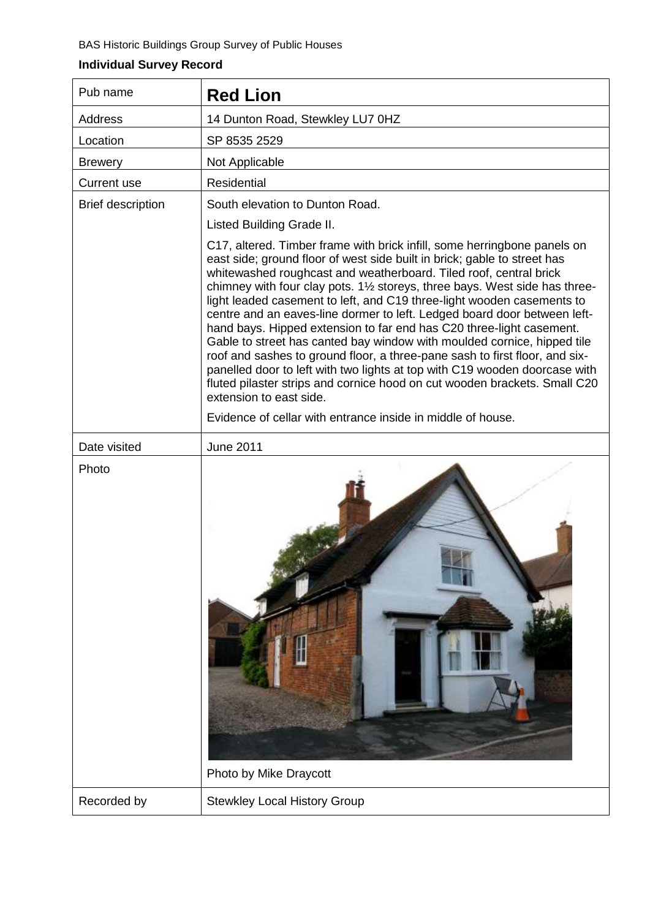BAS Historic Buildings Group Survey of Public Houses

**Individual Survey Record**

| Pub name | **Red Lion** |
|---|---|
| Address | 14 Dunton Road, Stewkley LU7 0HZ |
| Location | SP 8535 2529 |
| Brewery | Not Applicable |
| Current use | Residential |
| Brief description | South elevation to Dunton Road.<br><br>Listed Building Grade II.<br><br>C17, altered. Timber frame with brick infill, some herringbone panels on east side; ground floor of west side built in brick; gable to street has whitewashed roughcast and weatherboard. Tiled roof, central brick chimney with four clay pots. 1½ storeys, three bays. West side has three-light leaded casement to left, and C19 three-light wooden casements to centre and an eaves-line dormer to left. Ledged board door between left-hand bays. Hipped extension to far end has C20 three-light casement. Gable to street has canted bay window with moulded cornice, hipped tile roof and sashes to ground floor, a three-pane sash to first floor, and six-panelled door to left with two lights at top with C19 wooden doorcase with fluted pilaster strips and cornice hood on cut wooden brackets. Small C20 extension to east side.<br><br>Evidence of cellar with entrance inside in middle of house. |
| Date visited | June 2011 |
| Photo | Photo by Mike Draycott |
| Recorded by | Stewkley Local History Group |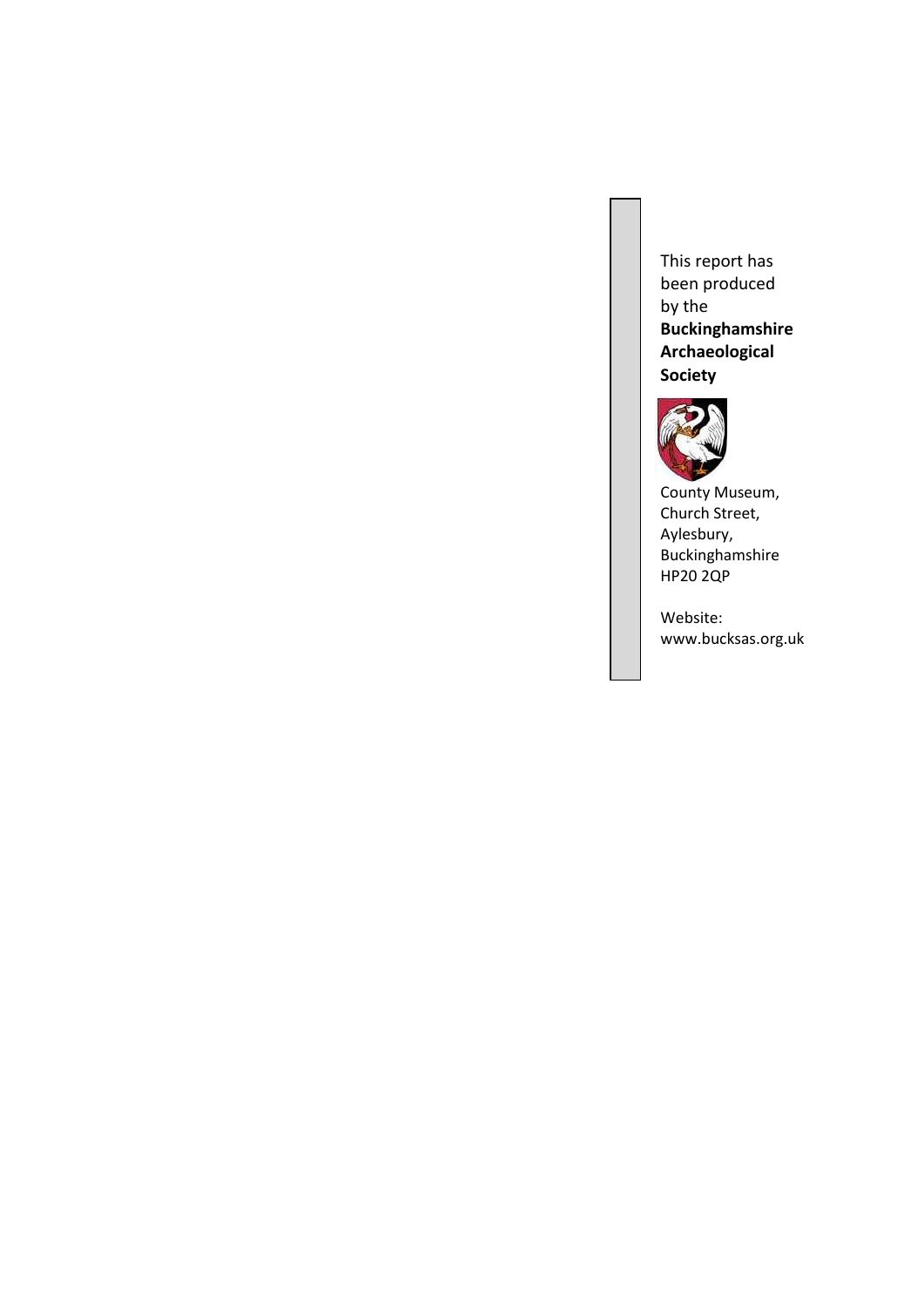This report has been produced by the **Buckinghamshire Archaeological Society**

County Museum,
Church Street,
Aylesbury,
Buckinghamshire
HP20 2QP

Website:
www.bucksas.org.uk